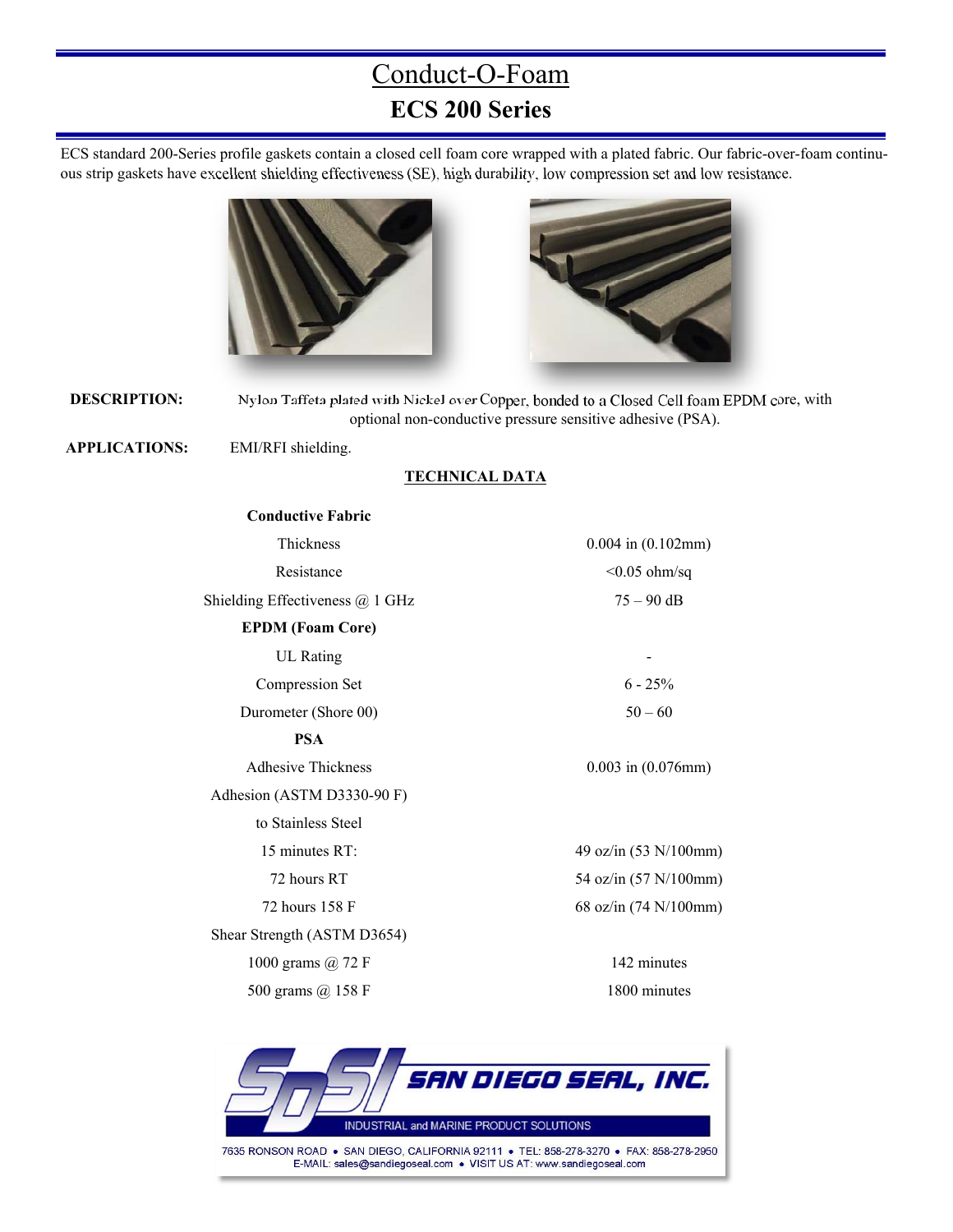# Conduct-O-Foam

## ECS 200 Series

ECS standard 200-Series profile gaskets contain a closed cell foam core wrapped with a plated fabric. Our fabric-over-foam continuous strip gaskets have excellent shielding effectiveness (SE), high durability, low compression set and low resistance.

**DESCRIPTION:** Nylon Taffeta plated with Nickel over Copper, bonded to a Closed Cell foam EPDM core, with optional non-conductive pressure sensitive adhesive (PSA).

**APPLICATIONS:** EMI/RFI shielding.

**TECHNICAL DATA**

| | |
|---|---|
| **Conductive Fabric** | |
| Thickness | 0.004 in (0.102mm) |
| Resistance | <0.05 ohm/sq |
| Shielding Effectiveness @ 1 GHz | 75 – 90 dB |
| **EPDM (Foam Core)** | |
| UL Rating | - |
| Compression Set | 6 - 25% |
| Durometer (Shore 00) | 50 – 60 |
| **PSA** | |
| Adhesive Thickness | 0.003 in (0.076mm) |
| Adhesion (ASTM D3330-90 F) | |
| to Stainless Steel | |
| 15 minutes RT: | 49 oz/in (53 N/100mm) |
| 72 hours RT | 54 oz/in (57 N/100mm) |
| 72 hours 158 F | 68 oz/in (74 N/100mm) |
| Shear Strength (ASTM D3654) | |
| 1000 grams @ 72 F | 142 minutes |
| 500 grams @ 158 F | 1800 minutes |

SDSI SAN DIEGO SEAL, INC.
INDUSTRIAL and MARINE PRODUCT SOLUTIONS

7635 RONSON ROAD • SAN DIEGO, CALIFORNIA 92111 • TEL: 858-278-3270 • FAX: 858-278-2950
E-MAIL: sales@sandiegoseal.com • VISIT US AT: www.sandiegoseal.com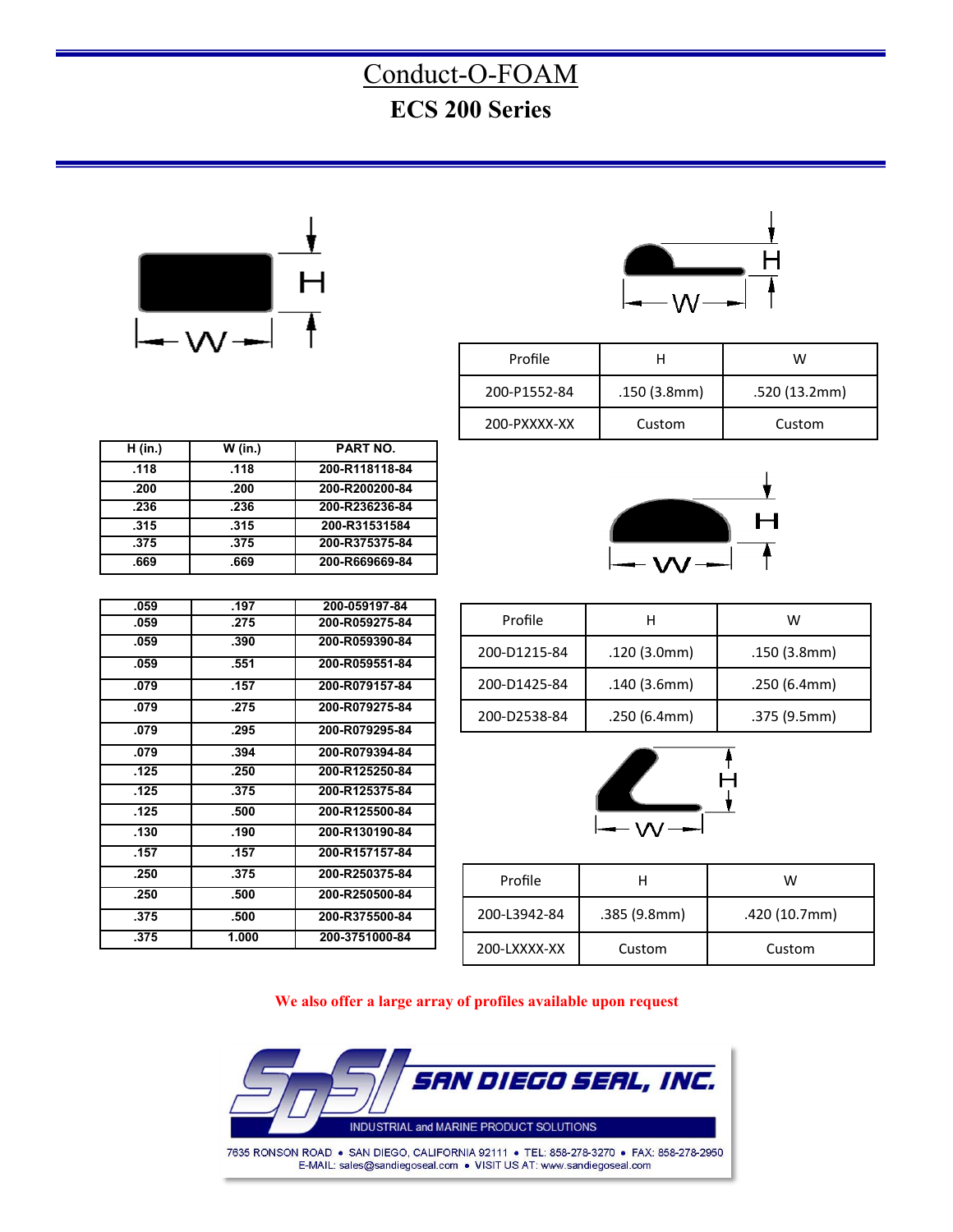# Conduct-O-FOAM

## ECS 200 Series

| Profile | H | W |
|---|---|---|
| 200-P1552-84 | .150 (3.8mm) | .520 (13.2mm) |
| 200-PXXXX-XX | Custom | Custom |

| H (in.) | W (in.) | PART NO. |
|---|---|---|
| .118 | .118 | 200-R118118-84 |
| .200 | .200 | 200-R200200-84 |
| .236 | .236 | 200-R236236-84 |
| .315 | .315 | 200-R31531584 |
| .375 | .375 | 200-R375375-84 |
| .669 | .669 | 200-R669669-84 |

| | | |
|---|---|---|
| .059 | .197 | 200-059197-84 |
| .059 | .275 | 200-R059275-84 |
| .059 | .390 | 200-R059390-84 |
| .059 | .551 | 200-R059551-84 |
| .079 | .157 | 200-R079157-84 |
| .079 | .275 | 200-R079275-84 |
| .079 | .295 | 200-R079295-84 |
| .079 | .394 | 200-R079394-84 |
| .125 | .250 | 200-R125250-84 |
| .125 | .375 | 200-R125375-84 |
| .125 | .500 | 200-R125500-84 |
| .130 | .190 | 200-R130190-84 |
| .157 | .157 | 200-R157157-84 |
| .250 | .375 | 200-R250375-84 |
| .250 | .500 | 200-R250500-84 |
| .375 | .500 | 200-R375500-84 |
| .375 | 1.000 | 200-3751000-84 |

| Profile | H | W |
|---|---|---|
| 200-D1215-84 | .120 (3.0mm) | .150 (3.8mm) |
| 200-D1425-84 | .140 (3.6mm) | .250 (6.4mm) |
| 200-D2538-84 | .250 (6.4mm) | .375 (9.5mm) |

| Profile | H | W |
|---|---|---|
| 200-L3942-84 | .385 (9.8mm) | .420 (10.7mm) |
| 200-LXXXX-XX | Custom | Custom |

We also offer a large array of profiles available upon request

SAN DIEGO SEAL, INC.

INDUSTRIAL and MARINE PRODUCT SOLUTIONS

7635 RONSON ROAD • SAN DIEGO, CALIFORNIA 92111 • TEL: 858-278-3270 • FAX: 858-278-2950
E-MAIL: sales@sandiegoseal.com • VISIT US AT: www.sandiegoseal.com